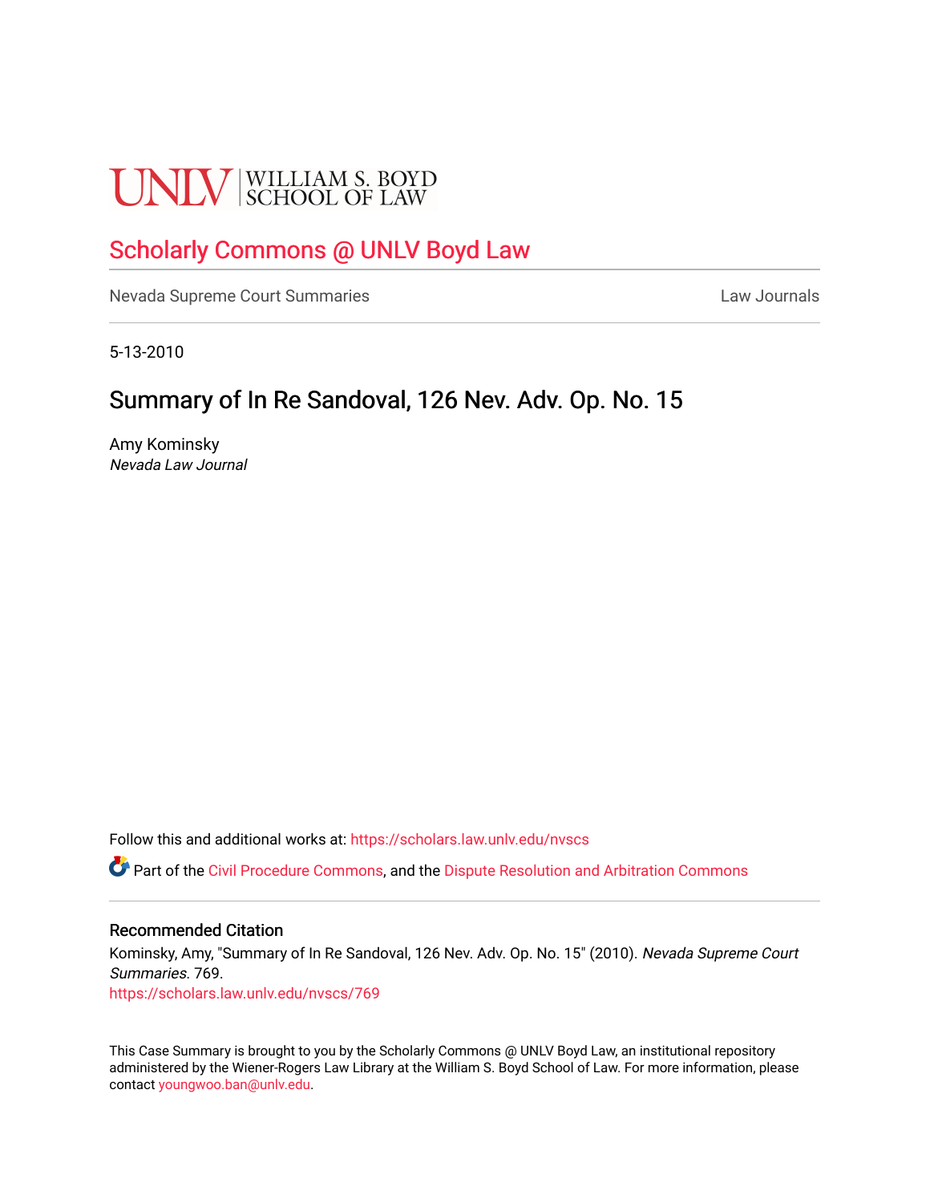UNLV | WILLIAM S. BOYD SCHOOL OF LAW

# Scholarly Commons @ UNLV Boyd Law

Nevada Supreme Court Summaries | Law Journals

5-13-2010

## Summary of In Re Sandoval, 126 Nev. Adv. Op. No. 15

Amy Kominsky
*Nevada Law Journal*

Follow this and additional works at: https://scholars.law.unlv.edu/nvscs

Part of the Civil Procedure Commons, and the Dispute Resolution and Arbitration Commons

### Recommended Citation

Kominsky, Amy, "Summary of In Re Sandoval, 126 Nev. Adv. Op. No. 15" (2010). *Nevada Supreme Court Summaries*. 769.
https://scholars.law.unlv.edu/nvscs/769

This Case Summary is brought to you by the Scholarly Commons @ UNLV Boyd Law, an institutional repository administered by the Wiener-Rogers Law Library at the William S. Boyd School of Law. For more information, please contact youngwoo.ban@unlv.edu.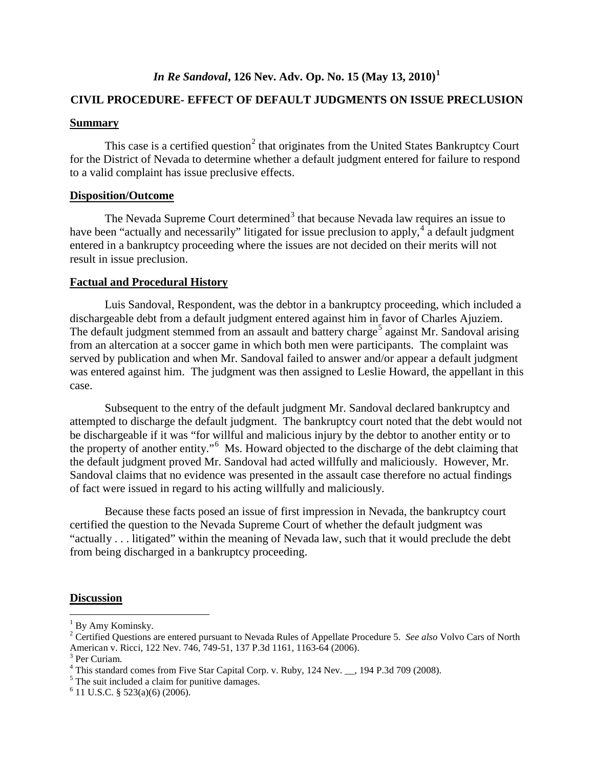## *In Re Sandoval*, 126 Nev. Adv. Op. No. 15 (May 13, 2010)[1]

### CIVIL PROCEDURE- EFFECT OF DEFAULT JUDGMENTS ON ISSUE PRECLUSION

**Summary**

This case is a certified question[2] that originates from the United States Bankruptcy Court for the District of Nevada to determine whether a default judgment entered for failure to respond to a valid complaint has issue preclusive effects.

**Disposition/Outcome**

The Nevada Supreme Court determined[3] that because Nevada law requires an issue to have been "actually and necessarily" litigated for issue preclusion to apply,[4] a default judgment entered in a bankruptcy proceeding where the issues are not decided on their merits will not result in issue preclusion.

**Factual and Procedural History**

Luis Sandoval, Respondent, was the debtor in a bankruptcy proceeding, which included a dischargeable debt from a default judgment entered against him in favor of Charles Ajuziem. The default judgment stemmed from an assault and battery charge[5] against Mr. Sandoval arising from an altercation at a soccer game in which both men were participants. The complaint was served by publication and when Mr. Sandoval failed to answer and/or appear a default judgment was entered against him. The judgment was then assigned to Leslie Howard, the appellant in this case.

Subsequent to the entry of the default judgment Mr. Sandoval declared bankruptcy and attempted to discharge the default judgment. The bankruptcy court noted that the debt would not be dischargeable if it was "for willful and malicious injury by the debtor to another entity or to the property of another entity."[6] Ms. Howard objected to the discharge of the debt claiming that the default judgment proved Mr. Sandoval had acted willfully and maliciously. However, Mr. Sandoval claims that no evidence was presented in the assault case therefore no actual findings of fact were issued in regard to his acting willfully and maliciously.

Because these facts posed an issue of first impression in Nevada, the bankruptcy court certified the question to the Nevada Supreme Court of whether the default judgment was "actually . . . litigated" within the meaning of Nevada law, such that it would preclude the debt from being discharged in a bankruptcy proceeding.

**Discussion**

---

[1] By Amy Kominsky.

[2] Certified Questions are entered pursuant to Nevada Rules of Appellate Procedure 5. *See also* Volvo Cars of North American v. Ricci, 122 Nev. 746, 749-51, 137 P.3d 1161, 1163-64 (2006).

[3] Per Curiam.

[4] This standard comes from Five Star Capital Corp. v. Ruby, 124 Nev. __, 194 P.3d 709 (2008).

[5] The suit included a claim for punitive damages.

[6] 11 U.S.C. § 523(a)(6) (2006).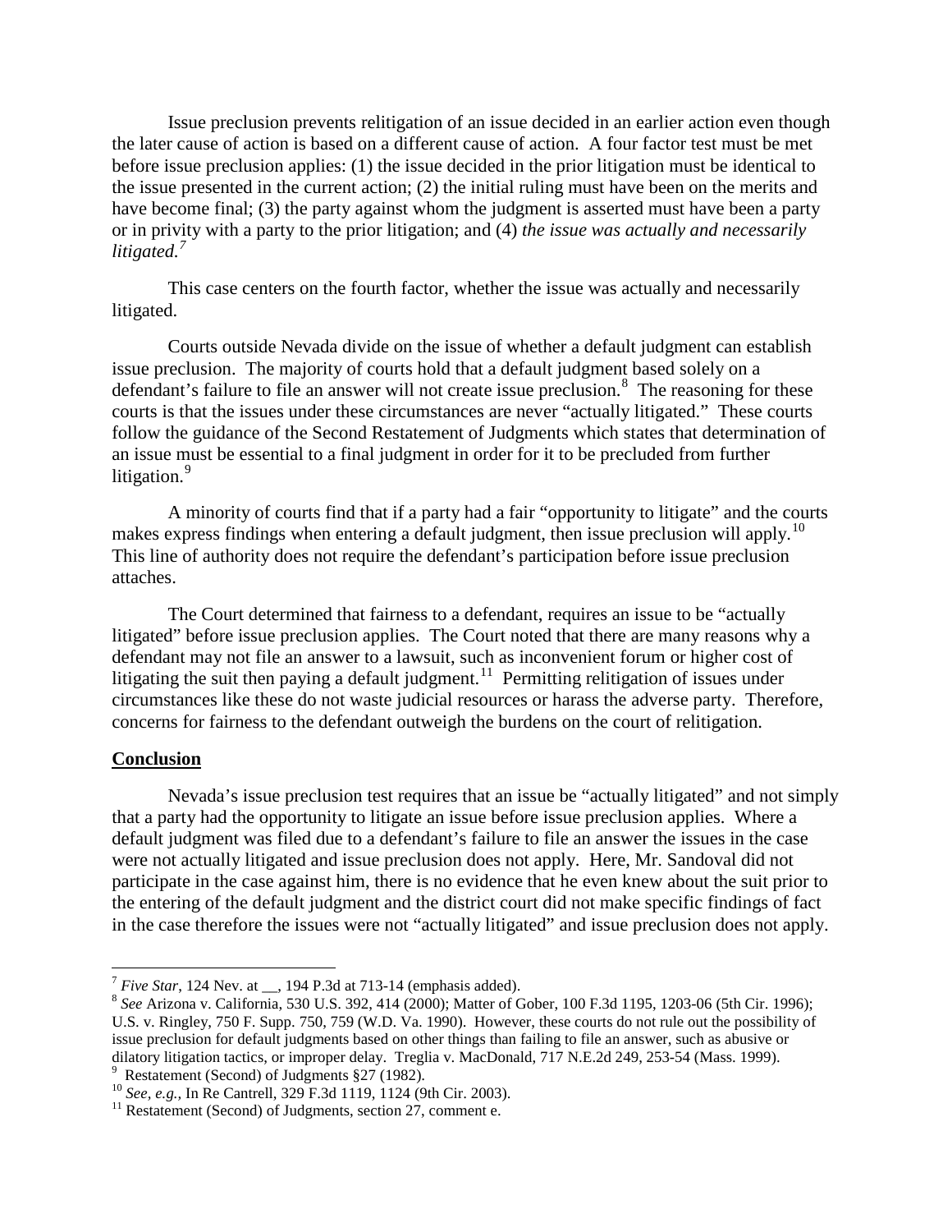Issue preclusion prevents relitigation of an issue decided in an earlier action even though the later cause of action is based on a different cause of action. A four factor test must be met before issue preclusion applies: (1) the issue decided in the prior litigation must be identical to the issue presented in the current action; (2) the initial ruling must have been on the merits and have become final; (3) the party against whom the judgment is asserted must have been a party or in privity with a party to the prior litigation; and (4) *the issue was actually and necessarily litigated.*[7]

This case centers on the fourth factor, whether the issue was actually and necessarily litigated.

Courts outside Nevada divide on the issue of whether a default judgment can establish issue preclusion. The majority of courts hold that a default judgment based solely on a defendant's failure to file an answer will not create issue preclusion.[8] The reasoning for these courts is that the issues under these circumstances are never "actually litigated." These courts follow the guidance of the Second Restatement of Judgments which states that determination of an issue must be essential to a final judgment in order for it to be precluded from further litigation.[9]

A minority of courts find that if a party had a fair "opportunity to litigate" and the courts makes express findings when entering a default judgment, then issue preclusion will apply.[10] This line of authority does not require the defendant's participation before issue preclusion attaches.

The Court determined that fairness to a defendant, requires an issue to be "actually litigated" before issue preclusion applies. The Court noted that there are many reasons why a defendant may not file an answer to a lawsuit, such as inconvenient forum or higher cost of litigating the suit then paying a default judgment.[11] Permitting relitigation of issues under circumstances like these do not waste judicial resources or harass the adverse party. Therefore, concerns for fairness to the defendant outweigh the burdens on the court of relitigation.

**Conclusion**

Nevada's issue preclusion test requires that an issue be "actually litigated" and not simply that a party had the opportunity to litigate an issue before issue preclusion applies. Where a default judgment was filed due to a defendant's failure to file an answer the issues in the case were not actually litigated and issue preclusion does not apply. Here, Mr. Sandoval did not participate in the case against him, there is no evidence that he even knew about the suit prior to the entering of the default judgment and the district court did not make specific findings of fact in the case therefore the issues were not "actually litigated" and issue preclusion does not apply.

---

[7] *Five Star*, 124 Nev. at __, 194 P.3d at 713-14 (emphasis added).

[8] *See* Arizona v. California, 530 U.S. 392, 414 (2000); Matter of Gober, 100 F.3d 1195, 1203-06 (5th Cir. 1996); U.S. v. Ringley, 750 F. Supp. 750, 759 (W.D. Va. 1990). However, these courts do not rule out the possibility of issue preclusion for default judgments based on other things than failing to file an answer, such as abusive or dilatory litigation tactics, or improper delay. Treglia v. MacDonald, 717 N.E.2d 249, 253-54 (Mass. 1999).

[9] Restatement (Second) of Judgments §27 (1982).

[10] *See, e.g.,* In Re Cantrell, 329 F.3d 1119, 1124 (9th Cir. 2003).

[11] Restatement (Second) of Judgments, section 27, comment e.